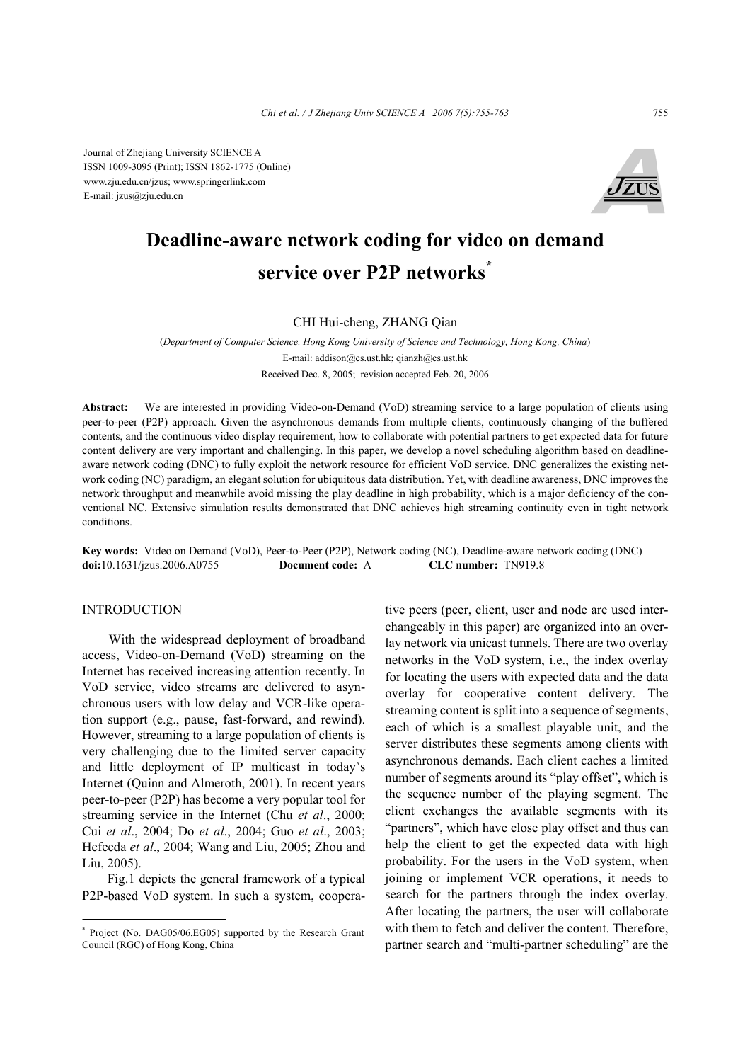Journal of Zhejiang University SCIENCE A
ISSN 1009-3095 (Print); ISSN 1862-1775 (Online)
www.zju.edu.cn/jzus; www.springerlink.com
E-mail: jzus@zju.edu.cn

# Deadline-aware network coding for video on demand service over P2P networks*

CHI Hui-cheng, ZHANG Qian

(*Department of Computer Science, Hong Kong University of Science and Technology, Hong Kong, China*)
E-mail: addison@cs.ust.hk; qianzh@cs.ust.hk
Received Dec. 8, 2005; revision accepted Feb. 20, 2006

**Abstract:** We are interested in providing Video-on-Demand (VoD) streaming service to a large population of clients using peer-to-peer (P2P) approach. Given the asynchronous demands from multiple clients, continuously changing of the buffered contents, and the continuous video display requirement, how to collaborate with potential partners to get expected data for future content delivery are very important and challenging. In this paper, we develop a novel scheduling algorithm based on deadline-aware network coding (DNC) to fully exploit the network resource for efficient VoD service. DNC generalizes the existing network coding (NC) paradigm, an elegant solution for ubiquitous data distribution. Yet, with deadline awareness, DNC improves the network throughput and meanwhile avoid missing the play deadline in high probability, which is a major deficiency of the conventional NC. Extensive simulation results demonstrated that DNC achieves high streaming continuity even in tight network conditions.

**Key words:** Video on Demand (VoD), Peer-to-Peer (P2P), Network coding (NC), Deadline-aware network coding (DNC)
**doi:**10.1631/jzus.2006.A0755 **Document code:** A **CLC number:** TN919.8

## INTRODUCTION

With the widespread deployment of broadband access, Video-on-Demand (VoD) streaming on the Internet has received increasing attention recently. In VoD service, video streams are delivered to asynchronous users with low delay and VCR-like operation support (e.g., pause, fast-forward, and rewind). However, streaming to a large population of clients is very challenging due to the limited server capacity and little deployment of IP multicast in today's Internet (Quinn and Almeroth, 2001). In recent years peer-to-peer (P2P) has become a very popular tool for streaming service in the Internet (Chu *et al*., 2000; Cui *et al*., 2004; Do *et al*., 2004; Guo *et al*., 2003; Hefeeda *et al*., 2004; Wang and Liu, 2005; Zhou and Liu, 2005).

Fig.1 depicts the general framework of a typical P2P-based VoD system. In such a system, cooperative peers (peer, client, user and node are used interchangeably in this paper) are organized into an overlay network via unicast tunnels. There are two overlay networks in the VoD system, i.e., the index overlay for locating the users with expected data and the data overlay for cooperative content delivery. The streaming content is split into a sequence of segments, each of which is a smallest playable unit, and the server distributes these segments among clients with asynchronous demands. Each client caches a limited number of segments around its "play offset", which is the sequence number of the playing segment. The client exchanges the available segments with its "partners", which have close play offset and thus can help the client to get the expected data with high probability. For the users in the VoD system, when joining or implement VCR operations, it needs to search for the partners through the index overlay. After locating the partners, the user will collaborate with them to fetch and deliver the content. Therefore, partner search and "multi-partner scheduling" are the

---

* Project (No. DAG05/06.EG05) supported by the Research Grant Council (RGC) of Hong Kong, China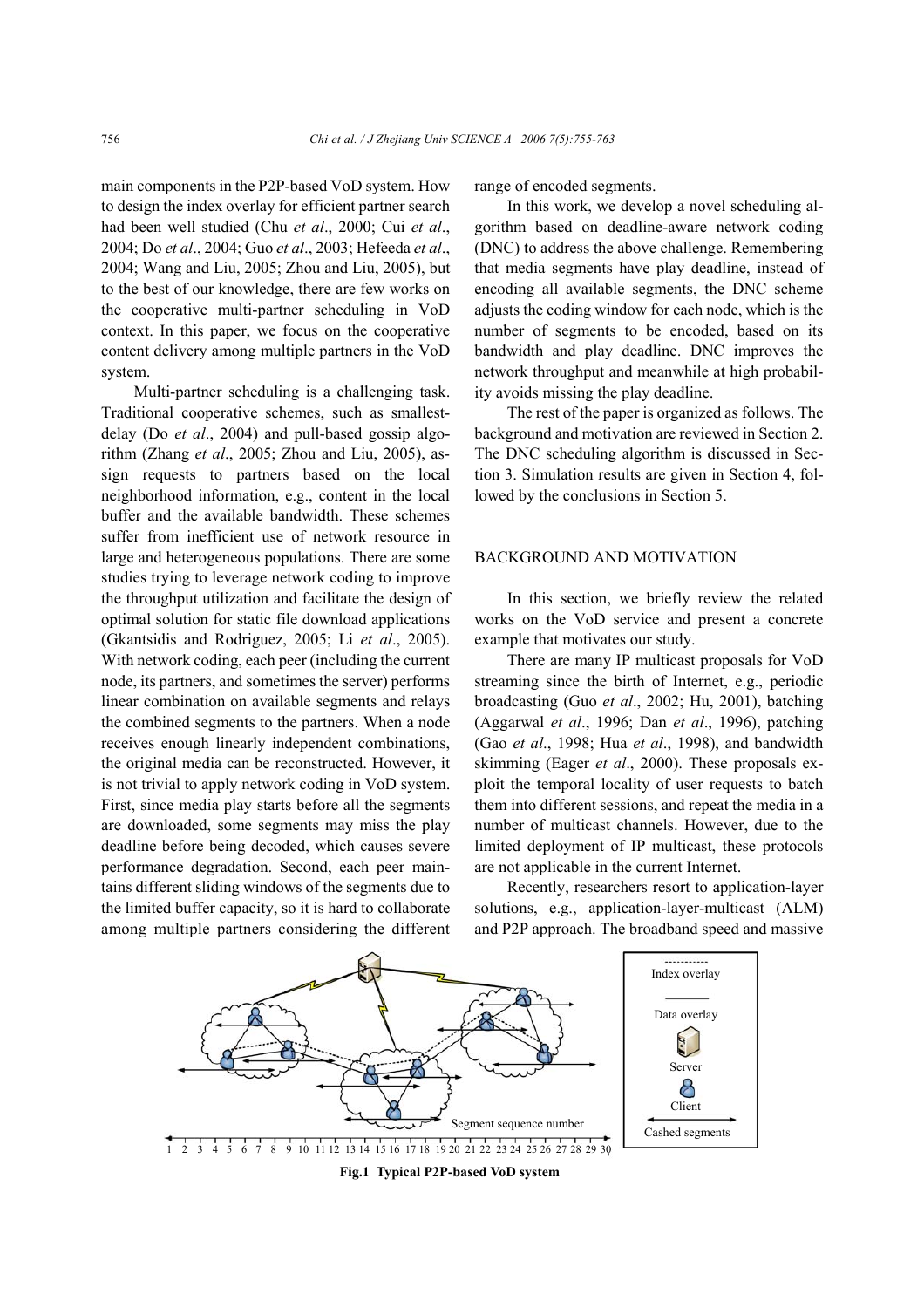main components in the P2P-based VoD system. How to design the index overlay for efficient partner search had been well studied (Chu *et al*., 2000; Cui *et al*., 2004; Do *et al*., 2004; Guo *et al*., 2003; Hefeeda *et al*., 2004; Wang and Liu, 2005; Zhou and Liu, 2005), but to the best of our knowledge, there are few works on the cooperative multi-partner scheduling in VoD context. In this paper, we focus on the cooperative content delivery among multiple partners in the VoD system.

Multi-partner scheduling is a challenging task. Traditional cooperative schemes, such as smallest-delay (Do *et al*., 2004) and pull-based gossip algorithm (Zhang *et al*., 2005; Zhou and Liu, 2005), assign requests to partners based on the local neighborhood information, e.g., content in the local buffer and the available bandwidth. These schemes suffer from inefficient use of network resource in large and heterogeneous populations. There are some studies trying to leverage network coding to improve the throughput utilization and facilitate the design of optimal solution for static file download applications (Gkantsidis and Rodriguez, 2005; Li *et al*., 2005). With network coding, each peer (including the current node, its partners, and sometimes the server) performs linear combination on available segments and relays the combined segments to the partners. When a node receives enough linearly independent combinations, the original media can be reconstructed. However, it is not trivial to apply network coding in VoD system. First, since media play starts before all the segments are downloaded, some segments may miss the play deadline before being decoded, which causes severe performance degradation. Second, each peer maintains different sliding windows of the segments due to the limited buffer capacity, so it is hard to collaborate among multiple partners considering the different range of encoded segments.

In this work, we develop a novel scheduling algorithm based on deadline-aware network coding (DNC) to address the above challenge. Remembering that media segments have play deadline, instead of encoding all available segments, the DNC scheme adjusts the coding window for each node, which is the number of segments to be encoded, based on its bandwidth and play deadline. DNC improves the network throughput and meanwhile at high probability avoids missing the play deadline.

The rest of the paper is organized as follows. The background and motivation are reviewed in Section 2. The DNC scheduling algorithm is discussed in Section 3. Simulation results are given in Section 4, followed by the conclusions in Section 5.

## BACKGROUND AND MOTIVATION

In this section, we briefly review the related works on the VoD service and present a concrete example that motivates our study.

There are many IP multicast proposals for VoD streaming since the birth of Internet, e.g., periodic broadcasting (Guo *et al*., 2002; Hu, 2001), batching (Aggarwal *et al*., 1996; Dan *et al*., 1996), patching (Gao *et al*., 1998; Hua *et al*., 1998), and bandwidth skimming (Eager *et al*., 2000). These proposals exploit the temporal locality of user requests to batch them into different sessions, and repeat the media in a number of multicast channels. However, due to the limited deployment of IP multicast, these protocols are not applicable in the current Internet.

Recently, researchers resort to application-layer solutions, e.g., application-layer-multicast (ALM) and P2P approach. The broadband speed and massive

Index overlay
Data overlay
Server
Client
Cashed segments
Segment sequence number
1 2 3 4 5 6 7 8 9 10 11 12 13 14 15 16 17 18 19 20 21 22 23 24 25 26 27 28 29 30

**Fig.1 Typical P2P-based VoD system**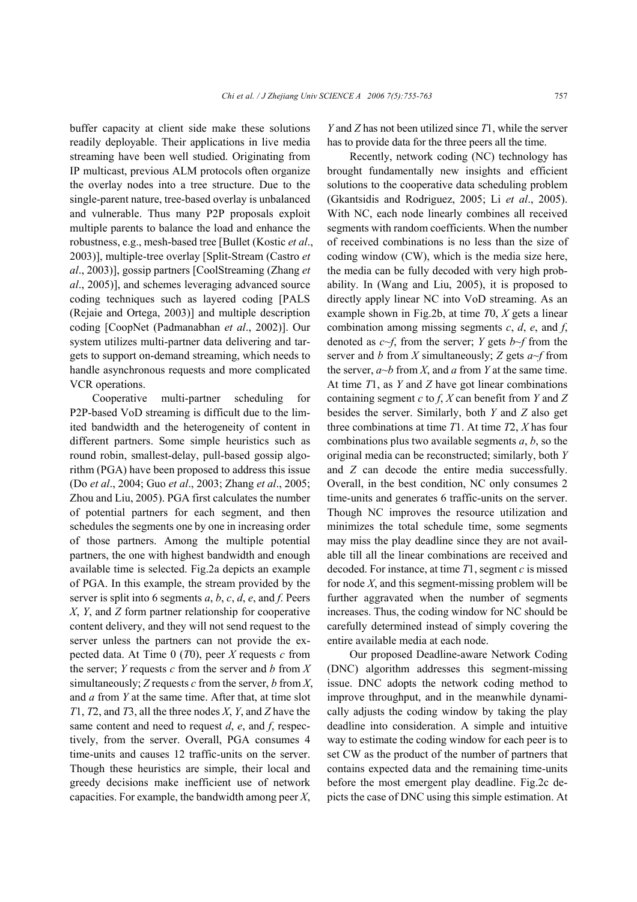buffer capacity at client side make these solutions readily deployable. Their applications in live media streaming have been well studied. Originating from IP multicast, previous ALM protocols often organize the overlay nodes into a tree structure. Due to the single-parent nature, tree-based overlay is unbalanced and vulnerable. Thus many P2P proposals exploit multiple parents to balance the load and enhance the robustness, e.g., mesh-based tree [Bullet (Kostic *et al*., 2003)], multiple-tree overlay [Split-Stream (Castro *et al*., 2003)], gossip partners [CoolStreaming (Zhang *et al*., 2005)], and schemes leveraging advanced source coding techniques such as layered coding [PALS (Rejaie and Ortega, 2003)] and multiple description coding [CoopNet (Padmanabhan *et al*., 2002)]. Our system utilizes multi-partner data delivering and targets to support on-demand streaming, which needs to handle asynchronous requests and more complicated VCR operations.

Cooperative multi-partner scheduling for P2P-based VoD streaming is difficult due to the limited bandwidth and the heterogeneity of content in different partners. Some simple heuristics such as round robin, smallest-delay, pull-based gossip algorithm (PGA) have been proposed to address this issue (Do *et al*., 2004; Guo *et al*., 2003; Zhang *et al*., 2005; Zhou and Liu, 2005). PGA first calculates the number of potential partners for each segment, and then schedules the segments one by one in increasing order of those partners. Among the multiple potential partners, the one with highest bandwidth and enough available time is selected. Fig.2a depicts an example of PGA. In this example, the stream provided by the server is split into 6 segments *a*, *b*, *c*, *d*, *e*, and *f*. Peers *X*, *Y*, and *Z* form partner relationship for cooperative content delivery, and they will not send request to the server unless the partners can not provide the expected data. At Time 0 (*T*0), peer *X* requests *c* from the server; *Y* requests *c* from the server and *b* from *X* simultaneously; *Z* requests *c* from the server, *b* from *X*, and *a* from *Y* at the same time. After that, at time slot *T*1, *T*2, and *T*3, all the three nodes *X*, *Y*, and *Z* have the same content and need to request *d*, *e*, and *f*, respectively, from the server. Overall, PGA consumes 4 time-units and causes 12 traffic-units on the server. Though these heuristics are simple, their local and greedy decisions make inefficient use of network capacities. For example, the bandwidth among peer *X*, *Y* and *Z* has not been utilized since *T*1, while the server has to provide data for the three peers all the time.

Recently, network coding (NC) technology has brought fundamentally new insights and efficient solutions to the cooperative data scheduling problem (Gkantsidis and Rodriguez, 2005; Li *et al*., 2005). With NC, each node linearly combines all received segments with random coefficients. When the number of received combinations is no less than the size of coding window (CW), which is the media size here, the media can be fully decoded with very high probability. In (Wang and Liu, 2005), it is proposed to directly apply linear NC into VoD streaming. As an example shown in Fig.2b, at time *T*0, *X* gets a linear combination among missing segments *c*, *d*, *e*, and *f*, denoted as *c*~*f*, from the server; *Y* gets *b*~*f* from the server and *b* from *X* simultaneously; *Z* gets *a*~*f* from the server, *a*~*b* from *X*, and *a* from *Y* at the same time. At time *T*1, as *Y* and *Z* have got linear combinations containing segment *c* to *f*, *X* can benefit from *Y* and *Z* besides the server. Similarly, both *Y* and *Z* also get three combinations at time *T*1. At time *T*2, *X* has four combinations plus two available segments *a*, *b*, so the original media can be reconstructed; similarly, both *Y* and *Z* can decode the entire media successfully. Overall, in the best condition, NC only consumes 2 time-units and generates 6 traffic-units on the server. Though NC improves the resource utilization and minimizes the total schedule time, some segments may miss the play deadline since they are not available till all the linear combinations are received and decoded. For instance, at time *T*1, segment *c* is missed for node *X*, and this segment-missing problem will be further aggravated when the number of segments increases. Thus, the coding window for NC should be carefully determined instead of simply covering the entire available media at each node.

Our proposed Deadline-aware Network Coding (DNC) algorithm addresses this segment-missing issue. DNC adopts the network coding method to improve throughput, and in the meanwhile dynamically adjusts the coding window by taking the play deadline into consideration. A simple and intuitive way to estimate the coding window for each peer is to set CW as the product of the number of partners that contains expected data and the remaining time-units before the most emergent play deadline. Fig.2c depicts the case of DNC using this simple estimation. At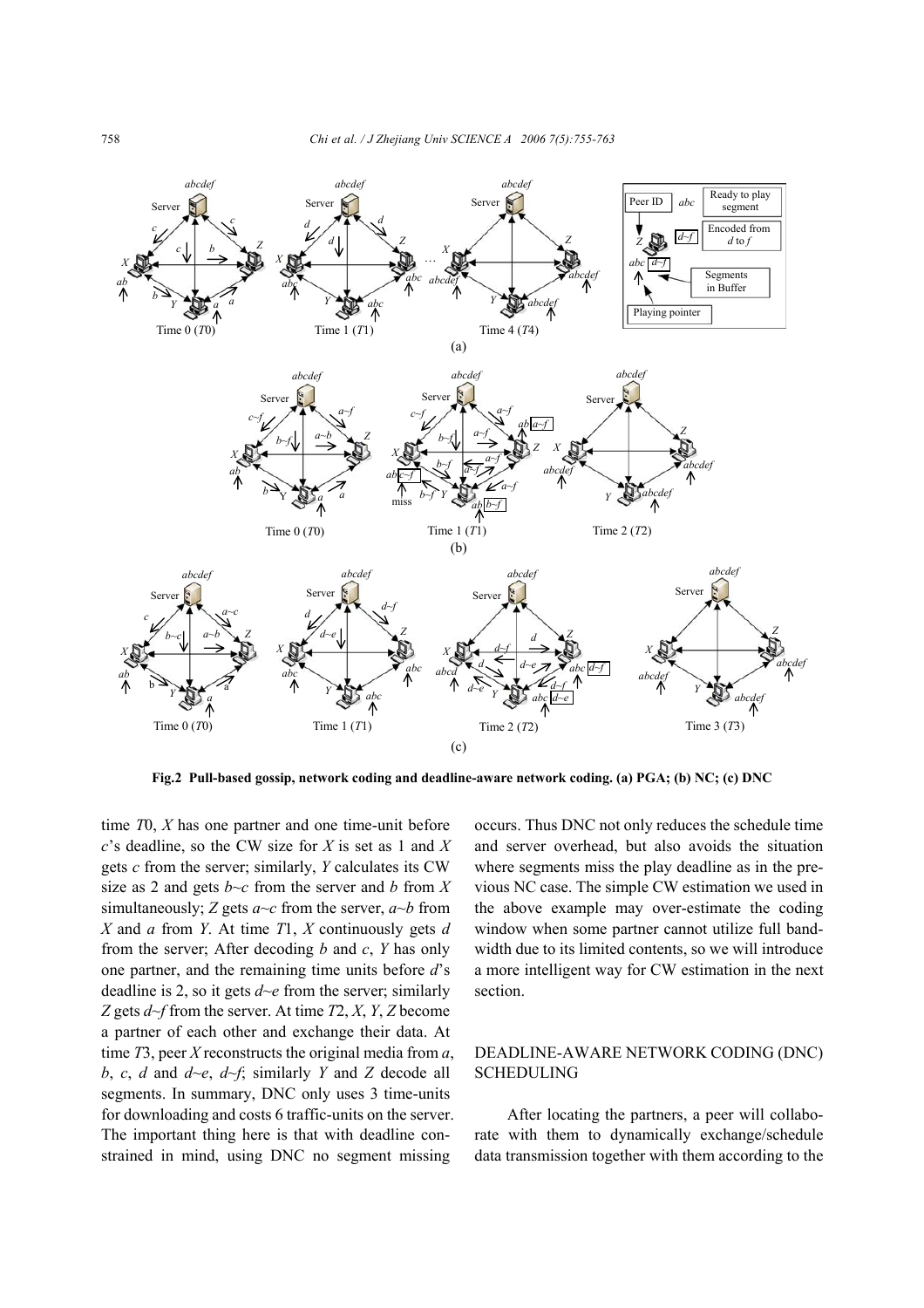**Fig.2 Pull-based gossip, network coding and deadline-aware network coding. (a) PGA; (b) NC; (c) DNC**

time $T0$, $X$ has one partner and one time-unit before $c$'s deadline, so the CW size for $X$ is set as 1 and $X$ gets $c$ from the server; similarly, $Y$ calculates its CW size as 2 and gets $b$~$c$ from the server and $b$ from $X$ simultaneously; $Z$ gets $a$~$c$ from the server, $a$~$b$ from $X$ and $a$ from $Y$. At time $T1$, $X$ continuously gets $d$ from the server; After decoding $b$ and $c$, $Y$ has only one partner, and the remaining time units before $d$'s deadline is 2, so it gets $d$~$e$ from the server; similarly $Z$ gets $d$~$f$ from the server. At time $T2$, $X$, $Y$, $Z$ become a partner of each other and exchange their data. At time $T3$, peer $X$ reconstructs the original media from $a$, $b$, $c$, $d$ and $d$~$e$, $d$~$f$; similarly $Y$ and $Z$ decode all segments. In summary, DNC only uses 3 time-units for downloading and costs 6 traffic-units on the server. The important thing here is that with deadline constrained in mind, using DNC no segment missing occurs. Thus DNC not only reduces the schedule time and server overhead, but also avoids the situation where segments miss the play deadline as in the previous NC case. The simple CW estimation we used in the above example may over-estimate the coding window when some partner cannot utilize full bandwidth due to its limited contents, so we will introduce a more intelligent way for CW estimation in the next section.

## DEADLINE-AWARE NETWORK CODING (DNC) SCHEDULING

After locating the partners, a peer will collaborate with them to dynamically exchange/schedule data transmission together with them according to the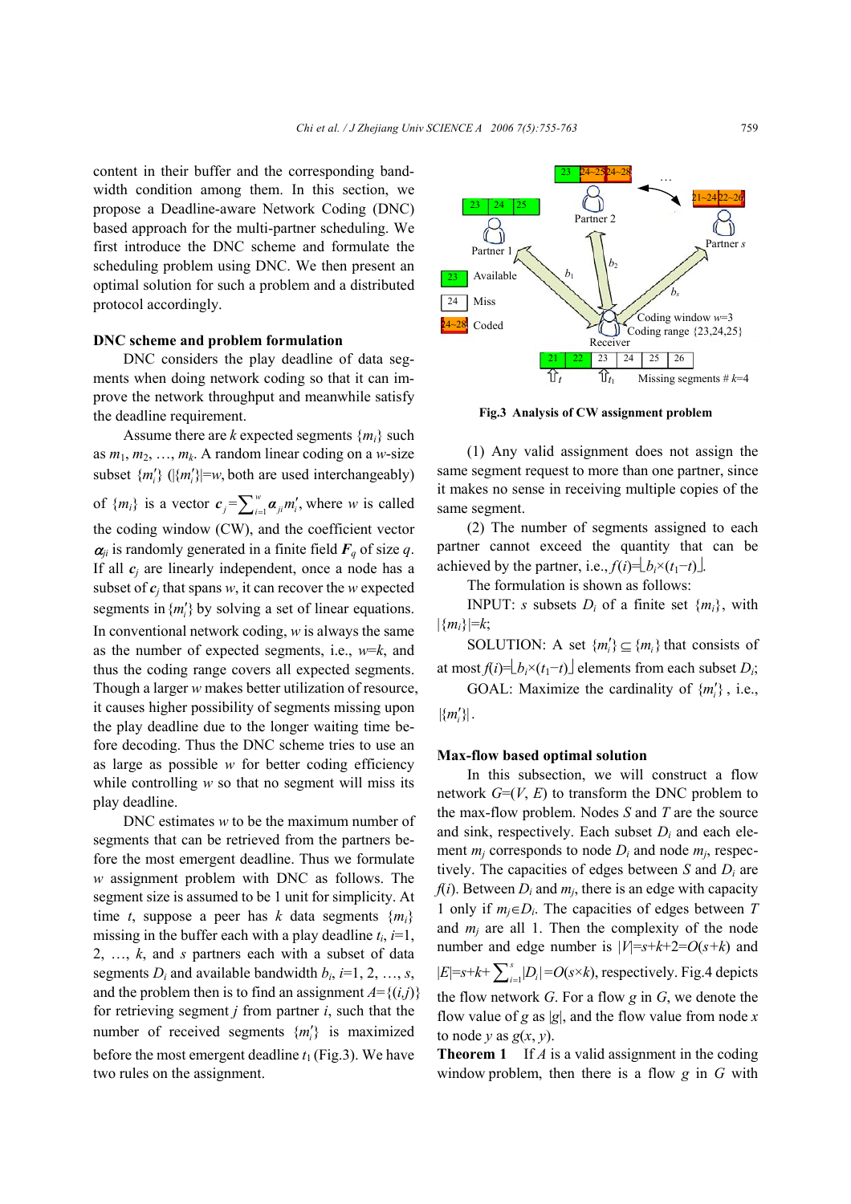content in their buffer and the corresponding bandwidth condition among them. In this section, we propose a Deadline-aware Network Coding (DNC) based approach for the multi-partner scheduling. We first introduce the DNC scheme and formulate the scheduling problem using DNC. We then present an optimal solution for such a problem and a distributed protocol accordingly.

**DNC scheme and problem formulation**

DNC considers the play deadline of data segments when doing network coding so that it can improve the network throughput and meanwhile satisfy the deadline requirement.

Assume there are $k$ expected segments $\{m_i\}$ such as $m_1, m_2, \ldots, m_k$. A random linear coding on a $w$-size subset $\{m_i'\}$ ($|\{m_i'\}|=w$, both are used interchangeably) of $\{m_i\}$ is a vector $\boldsymbol{c}_j=\sum_{i=1}^{w}\boldsymbol{\alpha}_{ji}m_i'$, where $w$ is called the coding window (CW), and the coefficient vector $\boldsymbol{\alpha}_{ji}$ is randomly generated in a finite field $\boldsymbol{F}_q$ of size $q$. If all $\boldsymbol{c}_j$ are linearly independent, once a node has a subset of $\boldsymbol{c}_j$ that spans $w$, it can recover the $w$ expected segments in $\{m_i'\}$ by solving a set of linear equations. In conventional network coding, $w$ is always the same as the number of expected segments, i.e., $w=k$, and thus the coding range covers all expected segments. Though a larger $w$ makes better utilization of resource, it causes higher possibility of segments missing upon the play deadline due to the longer waiting time before decoding. Thus the DNC scheme tries to use an as large as possible $w$ for better coding efficiency while controlling $w$ so that no segment will miss its play deadline.

DNC estimates $w$ to be the maximum number of segments that can be retrieved from the partners before the most emergent deadline. Thus we formulate $w$ assignment problem with DNC as follows. The segment size is assumed to be 1 unit for simplicity. At time $t$, suppose a peer has $k$ data segments $\{m_i\}$ missing in the buffer each with a play deadline $t_i$, $i$=1, 2, …, $k$, and $s$ partners each with a subset of data segments $D_i$ and available bandwidth $b_i$, $i$=1, 2, …, $s$, and the problem then is to find an assignment $A=\{(i,j)\}$ for retrieving segment $j$ from partner $i$, such that the number of received segments $\{m_i'\}$ is maximized before the most emergent deadline $t_1$ (Fig.3). We have two rules on the assignment.

**Fig.3 Analysis of CW assignment problem**

(1) Any valid assignment does not assign the same segment request to more than one partner, since it makes no sense in receiving multiple copies of the same segment.

(2) The number of segments assigned to each partner cannot exceed the quantity that can be achieved by the partner, i.e., $f(i)=\lfloor b_i\times(t_1-t)\rfloor$.

The formulation is shown as follows:

INPUT: $s$ subsets $D_i$ of a finite set $\{m_i\}$, with $|\{m_i\}|=k$;

SOLUTION: A set $\{m_i'\}\subseteq\{m_i\}$ that consists of at most $f(i)=\lfloor b_i\times(t_1-t)\rfloor$ elements from each subset $D_i$;

GOAL: Maximize the cardinality of $\{m_i'\}$, i.e., $|\{m_i'\}|$.

**Max-flow based optimal solution**

In this subsection, we will construct a flow network $G=(V, E)$ to transform the DNC problem to the max-flow problem. Nodes $S$ and $T$ are the source and sink, respectively. Each subset $D_i$ and each element $m_j$ corresponds to node $D_i$ and node $m_j$, respectively. The capacities of edges between $S$ and $D_i$ are $f(i)$. Between $D_i$ and $m_j$, there is an edge with capacity 1 only if $m_j\in D_i$. The capacities of edges between $T$ and $m_j$ are all 1. Then the complexity of the node number and edge number is $|V|=s+k+2=O(s+k)$ and $|E|=s+k+\sum_{i=1}^{s}|D_i|=O(s\times k)$, respectively. Fig.4 depicts the flow network $G$. For a flow $g$ in $G$, we denote the flow value of $g$ as $|g|$, and the flow value from node $x$ to node $y$ as $g(x, y)$.

**Theorem 1** If $A$ is a valid assignment in the coding window problem, then there is a flow $g$ in $G$ with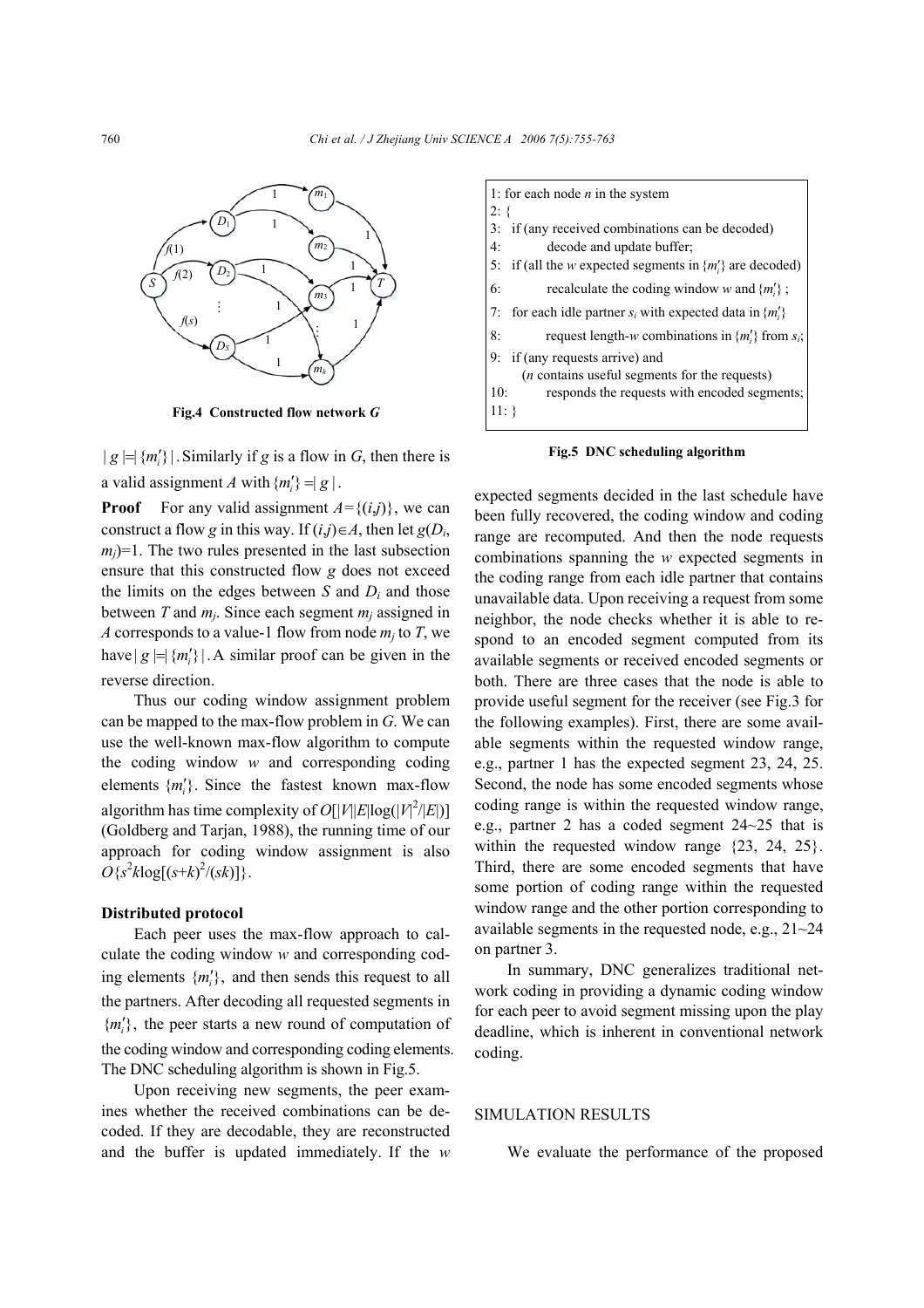**Fig.4 Constructed flow network *G***

$|g|=|\{m_i'\}|$. Similarly if $g$ is a flow in $G$, then there is a valid assignment $A$ with $\{m_i'\}=|g|$.

**Proof** For any valid assignment $A=\{(i,j)\}$, we can construct a flow $g$ in this way. If $(i,j)\in A$, then let $g(D_i, m_j)=1$. The two rules presented in the last subsection ensure that this constructed flow $g$ does not exceed the limits on the edges between $S$ and $D_i$ and those between $T$ and $m_j$. Since each segment $m_j$ assigned in $A$ corresponds to a value-1 flow from node $m_j$ to $T$, we have $|g|=|\{m_i'\}|$. A similar proof can be given in the reverse direction.

Thus our coding window assignment problem can be mapped to the max-flow problem in $G$. We can use the well-known max-flow algorithm to compute the coding window $w$ and corresponding coding elements $\{m_i'\}$. Since the fastest known max-flow algorithm has time complexity of $O[|V||E|\log(|V|^2/|E|)]$ (Goldberg and Tarjan, 1988), the running time of our approach for coding window assignment is also $O\{s^2k\log[(s+k)^2/(sk)]\}$.

### Distributed protocol

Each peer uses the max-flow approach to calculate the coding window $w$ and corresponding coding elements $\{m_i'\}$, and then sends this request to all the partners. After decoding all requested segments in $\{m_i'\}$, the peer starts a new round of computation of the coding window and corresponding coding elements. The DNC scheduling algorithm is shown in Fig.5.

```
1: for each node n in the system
2: {
3:   if (any received combinations can be decoded)
4:        decode and update buffer;
5:   if (all the w expected segments in {m'_i} are decoded)
6:        recalculate the coding window w and {m'_i} ;
7:   for each idle partner s_i with expected data in {m'_i}
8:        request length-w combinations in {m'_i} from s_i;
9:   if (any requests arrive) and
       (n contains useful segments for the requests)
10:       responds the requests with encoded segments;
11: }
```

**Fig.5 DNC scheduling algorithm**

Upon receiving new segments, the peer examines whether the received combinations can be decoded. If they are decodable, they are reconstructed and the buffer is updated immediately. If the $w$ expected segments decided in the last schedule have been fully recovered, the coding window and coding range are recomputed. And then the node requests combinations spanning the $w$ expected segments in the coding range from each idle partner that contains unavailable data. Upon receiving a request from some neighbor, the node checks whether it is able to respond to an encoded segment computed from its available segments or received encoded segments or both. There are three cases that the node is able to provide useful segment for the receiver (see Fig.3 for the following examples). First, there are some available segments within the requested window range, e.g., partner 1 has the expected segment 23, 24, 25. Second, the node has some encoded segments whose coding range is within the requested window range, e.g., partner 2 has a coded segment 24~25 that is within the requested window range {23, 24, 25}. Third, there are some encoded segments that have some portion of coding range within the requested window range and the other portion corresponding to available segments in the requested node, e.g., 21~24 on partner 3.

In summary, DNC generalizes traditional network coding in providing a dynamic coding window for each peer to avoid segment missing upon the play deadline, which is inherent in conventional network coding.

## SIMULATION RESULTS

We evaluate the performance of the proposed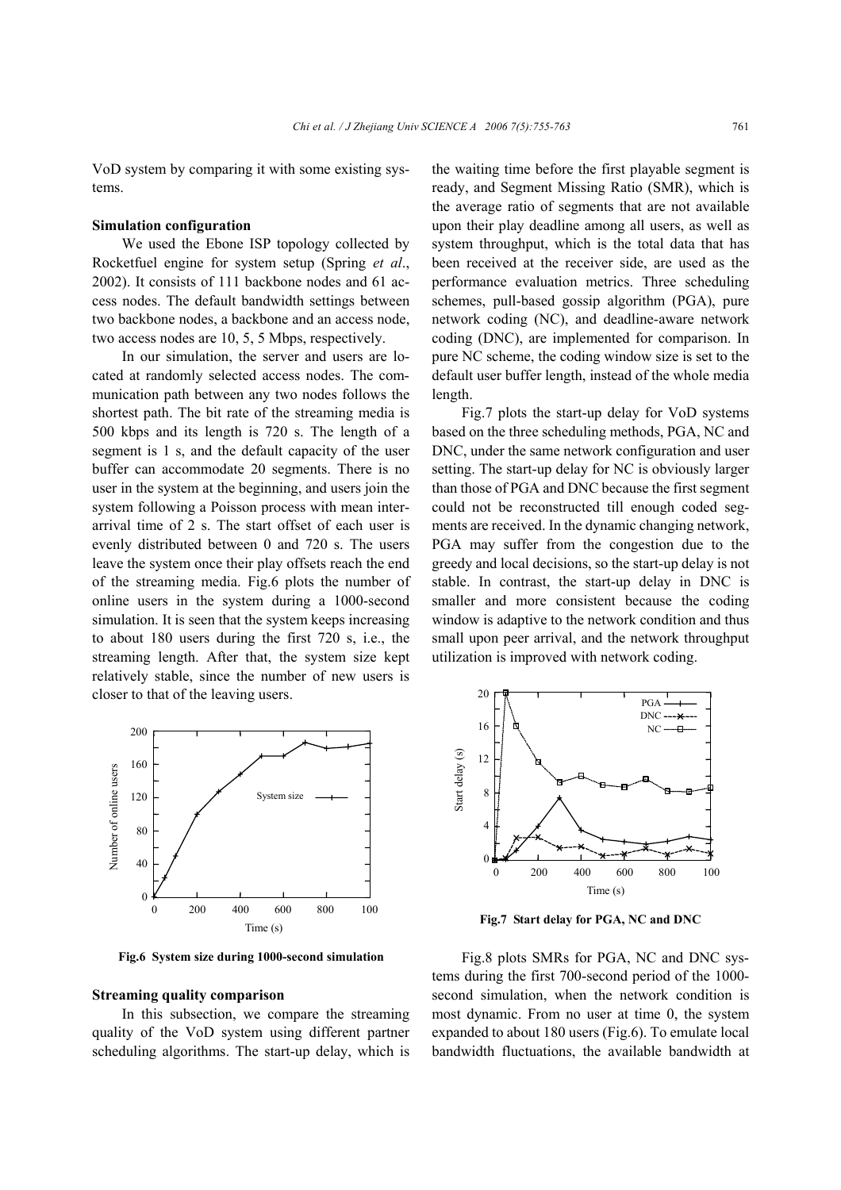VoD system by comparing it with some existing systems.

**Simulation configuration**

We used the Ebone ISP topology collected by Rocketfuel engine for system setup (Spring *et al*., 2002). It consists of 111 backbone nodes and 61 access nodes. The default bandwidth settings between two backbone nodes, a backbone and an access node, two access nodes are 10, 5, 5 Mbps, respectively.

In our simulation, the server and users are located at randomly selected access nodes. The communication path between any two nodes follows the shortest path. The bit rate of the streaming media is 500 kbps and its length is 720 s. The length of a segment is 1 s, and the default capacity of the user buffer can accommodate 20 segments. There is no user in the system at the beginning, and users join the system following a Poisson process with mean inter-arrival time of 2 s. The start offset of each user is evenly distributed between 0 and 720 s. The users leave the system once their play offsets reach the end of the streaming media. Fig.6 plots the number of online users in the system during a 1000-second simulation. It is seen that the system keeps increasing to about 180 users during the first 720 s, i.e., the streaming length. After that, the system size kept relatively stable, since the number of new users is closer to that of the leaving users.

**Fig.6 System size during 1000-second simulation**

**Streaming quality comparison**

In this subsection, we compare the streaming quality of the VoD system using different partner scheduling algorithms. The start-up delay, which is the waiting time before the first playable segment is ready, and Segment Missing Ratio (SMR), which is the average ratio of segments that are not available upon their play deadline among all users, as well as system throughput, which is the total data that has been received at the receiver side, are used as the performance evaluation metrics. Three scheduling schemes, pull-based gossip algorithm (PGA), pure network coding (NC), and deadline-aware network coding (DNC), are implemented for comparison. In pure NC scheme, the coding window size is set to the default user buffer length, instead of the whole media length.

Fig.7 plots the start-up delay for VoD systems based on the three scheduling methods, PGA, NC and DNC, under the same network configuration and user setting. The start-up delay for NC is obviously larger than those of PGA and DNC because the first segment could not be reconstructed till enough coded segments are received. In the dynamic changing network, PGA may suffer from the congestion due to the greedy and local decisions, so the start-up delay is not stable. In contrast, the start-up delay in DNC is smaller and more consistent because the coding window is adaptive to the network condition and thus small upon peer arrival, and the network throughput utilization is improved with network coding.

**Fig.7 Start delay for PGA, NC and DNC**

Fig.8 plots SMRs for PGA, NC and DNC systems during the first 700-second period of the 1000-second simulation, when the network condition is most dynamic. From no user at time 0, the system expanded to about 180 users (Fig.6). To emulate local bandwidth fluctuations, the available bandwidth at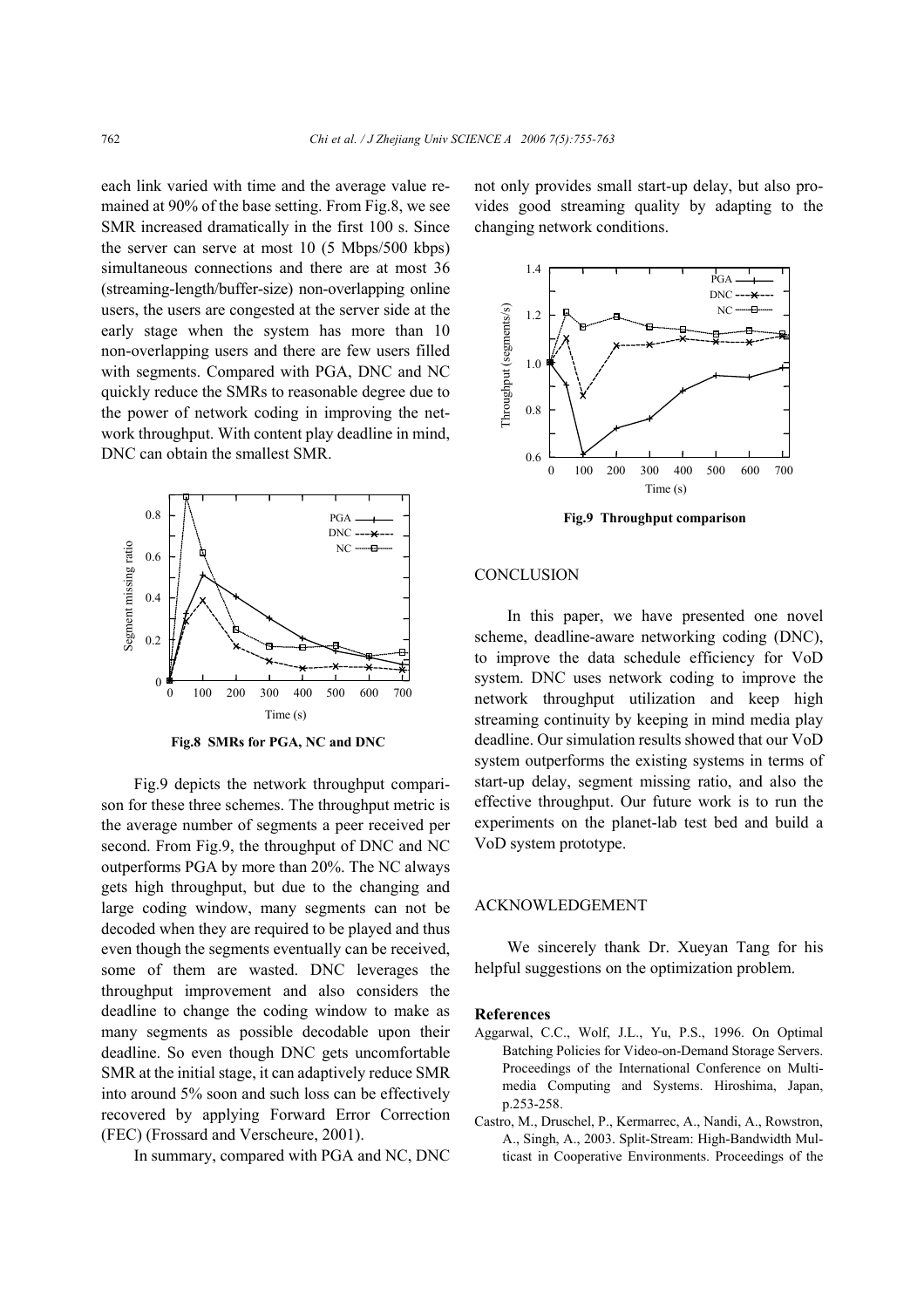each link varied with time and the average value remained at 90% of the base setting. From Fig.8, we see SMR increased dramatically in the first 100 s. Since the server can serve at most 10 (5 Mbps/500 kbps) simultaneous connections and there are at most 36 (streaming-length/buffer-size) non-overlapping online users, the users are congested at the server side at the early stage when the system has more than 10 non-overlapping users and there are few users filled with segments. Compared with PGA, DNC and NC quickly reduce the SMRs to reasonable degree due to the power of network coding in improving the network throughput. With content play deadline in mind, DNC can obtain the smallest SMR.

**Fig.8 SMRs for PGA, NC and DNC**

Fig.9 depicts the network throughput comparison for these three schemes. The throughput metric is the average number of segments a peer received per second. From Fig.9, the throughput of DNC and NC outperforms PGA by more than 20%. The NC always gets high throughput, but due to the changing and large coding window, many segments can not be decoded when they are required to be played and thus even though the segments eventually can be received, some of them are wasted. DNC leverages the throughput improvement and also considers the deadline to change the coding window to make as many segments as possible decodable upon their deadline. So even though DNC gets uncomfortable SMR at the initial stage, it can adaptively reduce SMR into around 5% soon and such loss can be effectively recovered by applying Forward Error Correction (FEC) (Frossard and Verscheure, 2001).

In summary, compared with PGA and NC, DNC not only provides small start-up delay, but also provides good streaming quality by adapting to the changing network conditions.

**Fig.9 Throughput comparison**

## CONCLUSION

In this paper, we have presented one novel scheme, deadline-aware networking coding (DNC), to improve the data schedule efficiency for VoD system. DNC uses network coding to improve the network throughput utilization and keep high streaming continuity by keeping in mind media play deadline. Our simulation results showed that our VoD system outperforms the existing systems in terms of start-up delay, segment missing ratio, and also the effective throughput. Our future work is to run the experiments on the planet-lab test bed and build a VoD system prototype.

## ACKNOWLEDGEMENT

We sincerely thank Dr. Xueyan Tang for his helpful suggestions on the optimization problem.

### References

Aggarwal, C.C., Wolf, J.L., Yu, P.S., 1996. On Optimal Batching Policies for Video-on-Demand Storage Servers. Proceedings of the International Conference on Multimedia Computing and Systems. Hiroshima, Japan, p.253-258.

Castro, M., Druschel, P., Kermarrec, A., Nandi, A., Rowstron, A., Singh, A., 2003. Split-Stream: High-Bandwidth Multicast in Cooperative Environments. Proceedings of the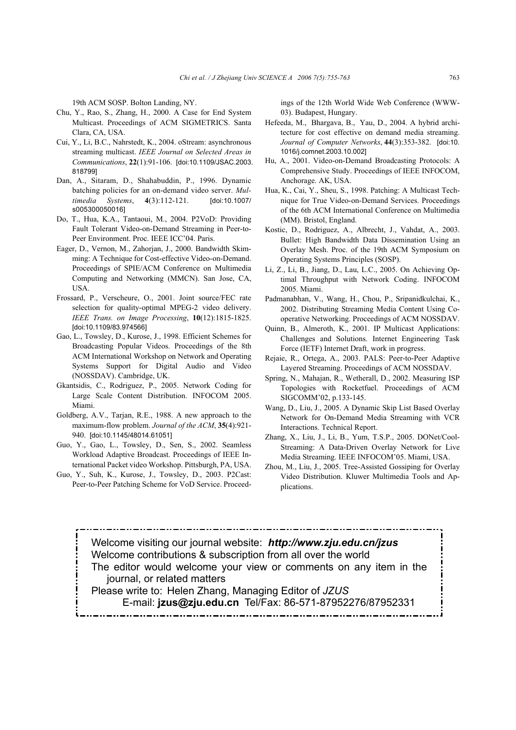19th ACM SOSP. Bolton Landing, NY.

Chu, Y., Rao, S., Zhang, H., 2000. A Case for End System Multicast. Proceedings of ACM SIGMETRICS. Santa Clara, CA, USA.

Cui, Y., Li, B.C., Nahrstedt, K., 2004. oStream: asynchronous streaming multicast. *IEEE Journal on Selected Areas in Communications*, **22**(1):91-106. [doi:10.1109/JSAC.2003.818799]

Dan, A., Sitaram, D., Shahabuddin, P., 1996. Dynamic batching policies for an on-demand video server. *Multimedia Systems*, **4**(3):112-121. [doi:10.1007/s005300050016]

Do, T., Hua, K.A., Tantaoui, M., 2004. P2VoD: Providing Fault Tolerant Video-on-Demand Streaming in Peer-to-Peer Environment. Proc. IEEE ICC'04. Paris.

Eager, D., Vernon, M., Zahorjan, J., 2000. Bandwidth Skimming: A Technique for Cost-effective Video-on-Demand. Proceedings of SPIE/ACM Conference on Multimedia Computing and Networking (MMCN). San Jose, CA, USA.

Frossard, P., Verscheure, O., 2001. Joint source/FEC rate selection for quality-optimal MPEG-2 video delivery. *IEEE Trans. on Image Processing*, **10**(12):1815-1825. [doi:10.1109/83.974566]

Gao, L., Towsley, D., Kurose, J., 1998. Efficient Schemes for Broadcasting Popular Videos. Proceedings of the 8th ACM International Workshop on Network and Operating Systems Support for Digital Audio and Video (NOSSDAV). Cambridge, UK.

Gkantsidis, C., Rodriguez, P., 2005. Network Coding for Large Scale Content Distribution. INFOCOM 2005. Miami.

Goldberg, A.V., Tarjan, R.E., 1988. A new approach to the maximum-flow problem. *Journal of the ACM*, **35**(4):921-940. [doi:10.1145/48014.61051]

Guo, Y., Gao, L., Towsley, D., Sen, S., 2002. Seamless Workload Adaptive Broadcast. Proceedings of IEEE International Packet video Workshop. Pittsburgh, PA, USA.

Guo, Y., Suh, K., Kurose, J., Towsley, D., 2003. P2Cast: Peer-to-Peer Patching Scheme for VoD Service. Proceedings of the 12th World Wide Web Conference (WWW-03). Budapest, Hungary.

Hefeeda, M., Bhargava, B., Yau, D., 2004. A hybrid architecture for cost effective on demand media streaming. *Journal of Computer Networks*, **44**(3):353-382. [doi:10.1016/j.comnet.2003.10.002]

Hu, A., 2001. Video-on-Demand Broadcasting Protocols: A Comprehensive Study. Proceedings of IEEE INFOCOM, Anchorage. AK, USA.

Hua, K., Cai, Y., Sheu, S., 1998. Patching: A Multicast Technique for True Video-on-Demand Services. Proceedings of the 6th ACM International Conference on Multimedia (MM). Bristol, England.

Kostic, D., Rodriguez, A., Albrecht, J., Vahdat, A., 2003. Bullet: High Bandwidth Data Dissemination Using an Overlay Mesh. Proc. of the 19th ACM Symposium on Operating Systems Principles (SOSP).

Li, Z., Li, B., Jiang, D., Lau, L.C., 2005. On Achieving Optimal Throughput with Network Coding. INFOCOM 2005. Miami.

Padmanabhan, V., Wang, H., Chou, P., Sripanidkulchai, K., 2002. Distributing Streaming Media Content Using Cooperative Networking. Proceedings of ACM NOSSDAV.

Quinn, B., Almeroth, K., 2001. IP Multicast Applications: Challenges and Solutions. Internet Engineering Task Force (IETF) Internet Draft, work in progress.

Rejaie, R., Ortega, A., 2003. PALS: Peer-to-Peer Adaptive Layered Streaming. Proceedings of ACM NOSSDAV.

Spring, N., Mahajan, R., Wetherall, D., 2002. Measuring ISP Topologies with Rocketfuel. Proceedings of ACM SIGCOMM'02, p.133-145.

Wang, D., Liu, J., 2005. A Dynamic Skip List Based Overlay Network for On-Demand Media Streaming with VCR Interactions. Technical Report.

Zhang, X., Liu, J., Li, B., Yum, T.S.P., 2005. DONet/CoolStreaming: A Data-Driven Overlay Network for Live Media Streaming. IEEE INFOCOM'05. Miami, USA.

Zhou, M., Liu, J., 2005. Tree-Assisted Gossiping for Overlay Video Distribution. Kluwer Multimedia Tools and Applications.

---

Welcome visiting our journal website: ***http://www.zju.edu.cn/jzus***
Welcome contributions & subscription from all over the world
The editor would welcome your view or comments on any item in the journal, or related matters
Please write to: Helen Zhang, Managing Editor of *JZUS*
E-mail: **jzus@zju.edu.cn** Tel/Fax: 86-571-87952276/87952331